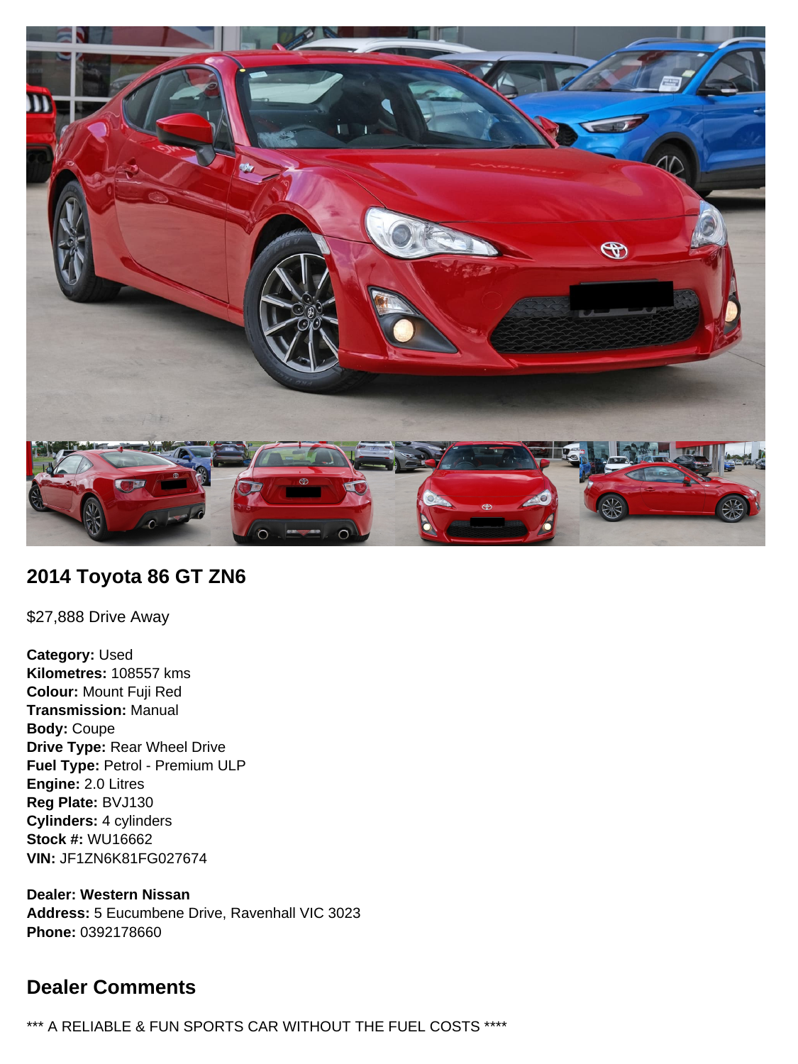## 2014 Toyota 86 GT ZN6

$27,888 Drive Away

**Category:** Used
**Kilometres:** 108557 kms
**Colour:** Mount Fuji Red
**Transmission:** Manual
**Body:** Coupe
**Drive Type:** Rear Wheel Drive
**Fuel Type:** Petrol - Premium ULP
**Engine:** 2.0 Litres
**Reg Plate:** BVJ130
**Cylinders:** 4 cylinders
**Stock #:** WU16662
**VIN:** JF1ZN6K81FG027674

**Dealer: Western Nissan**
**Address:** 5 Eucumbene Drive, Ravenhall VIC 3023
**Phone:** 0392178660

## Dealer Comments

*** A RELIABLE & FUN SPORTS CAR WITHOUT THE FUEL COSTS ****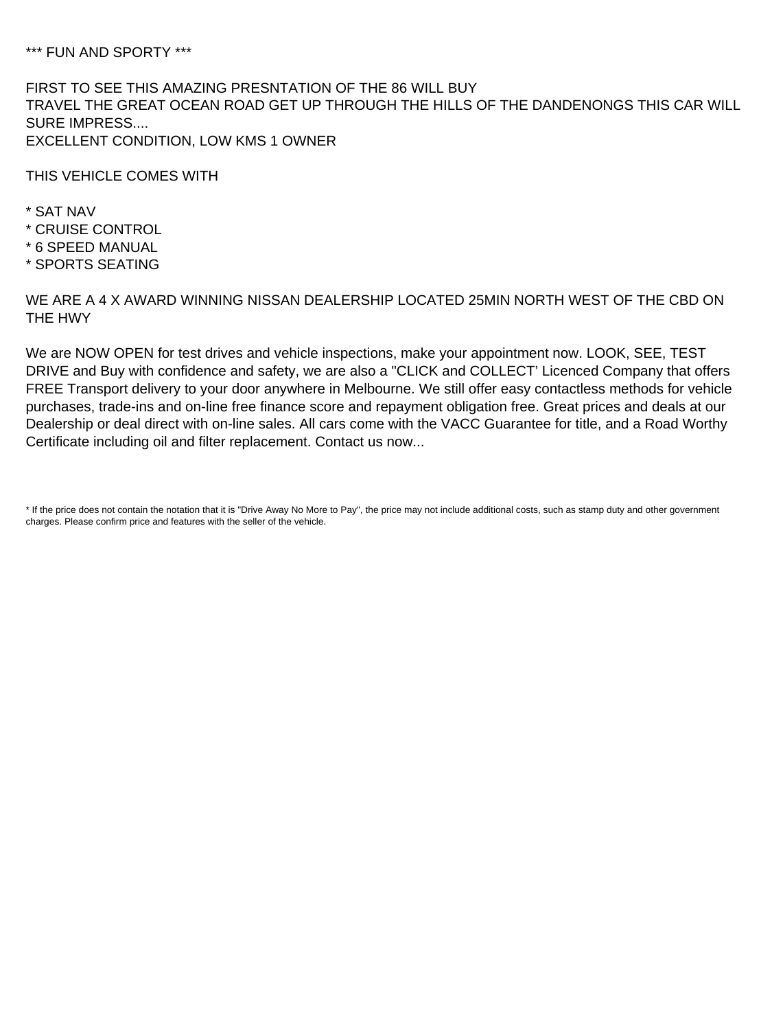*** FUN AND SPORTY ***

FIRST TO SEE THIS AMAZING PRESNTATION OF THE 86 WILL BUY
TRAVEL THE GREAT OCEAN ROAD GET UP THROUGH THE HILLS OF THE DANDENONGS THIS CAR WILL SURE IMPRESS....
EXCELLENT CONDITION, LOW KMS 1 OWNER

THIS VEHICLE COMES WITH

* SAT NAV
* CRUISE CONTROL
* 6 SPEED MANUAL
* SPORTS SEATING

WE ARE A 4 X AWARD WINNING NISSAN DEALERSHIP LOCATED 25MIN NORTH WEST OF THE CBD ON THE HWY

We are NOW OPEN for test drives and vehicle inspections, make your appointment now. LOOK, SEE, TEST DRIVE and Buy with confidence and safety, we are also a "CLICK and COLLECT' Licenced Company that offers FREE Transport delivery to your door anywhere in Melbourne. We still offer easy contactless methods for vehicle purchases, trade-ins and on-line free finance score and repayment obligation free. Great prices and deals at our Dealership or deal direct with on-line sales. All cars come with the VACC Guarantee for title, and a Road Worthy Certificate including oil and filter replacement. Contact us now...

* If the price does not contain the notation that it is "Drive Away No More to Pay", the price may not include additional costs, such as stamp duty and other government charges. Please confirm price and features with the seller of the vehicle.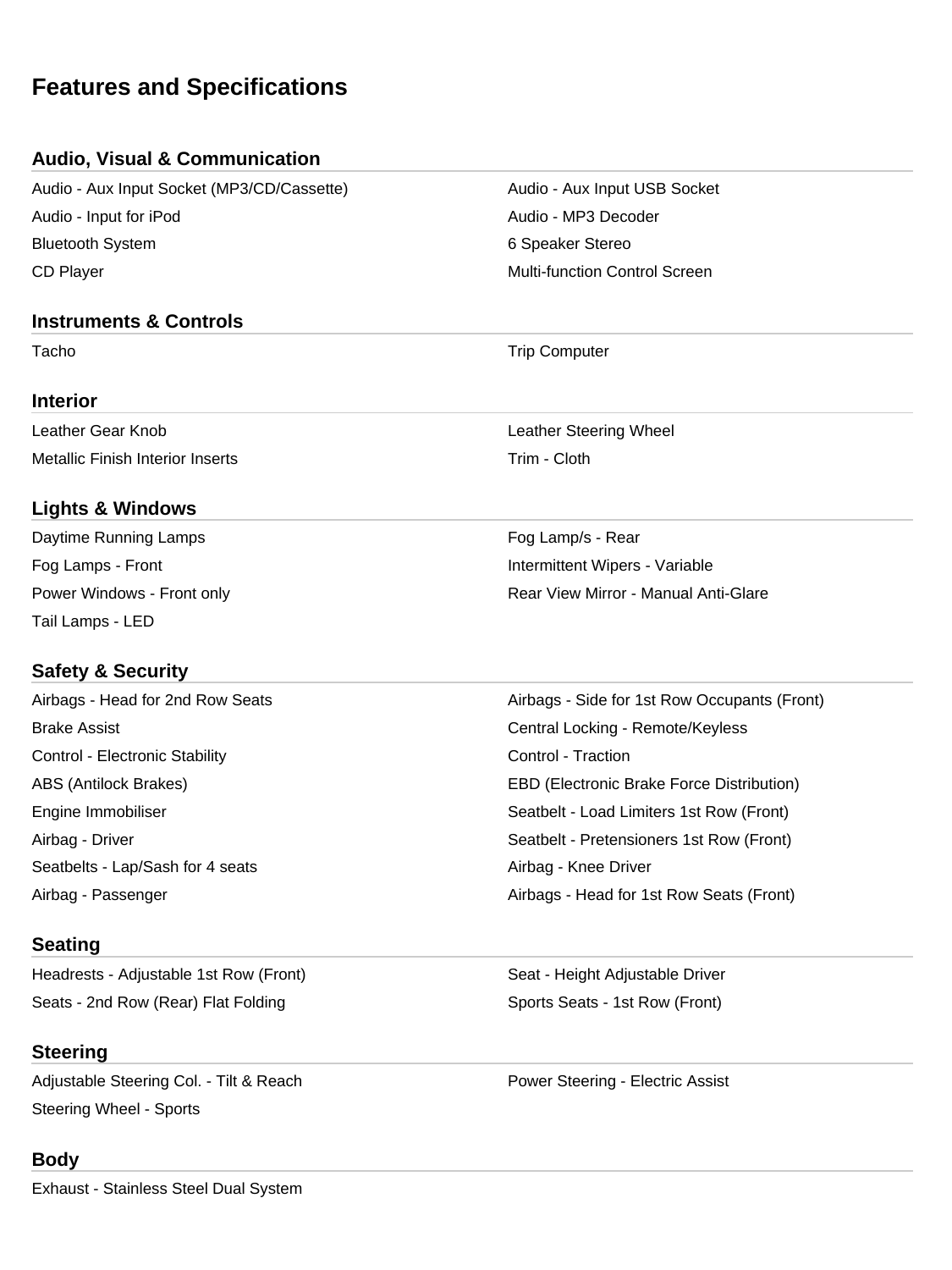# Features and Specifications

## Audio, Visual & Communication

- Audio - Aux Input Socket (MP3/CD/Cassette)
- Audio - Aux Input USB Socket
- Audio - Input for iPod
- Audio - MP3 Decoder
- Bluetooth System
- 6 Speaker Stereo
- CD Player
- Multi-function Control Screen

## Instruments & Controls

- Tacho
- Trip Computer

## Interior

- Leather Gear Knob
- Leather Steering Wheel
- Metallic Finish Interior Inserts
- Trim - Cloth

## Lights & Windows

- Daytime Running Lamps
- Fog Lamp/s - Rear
- Fog Lamps - Front
- Intermittent Wipers - Variable
- Power Windows - Front only
- Rear View Mirror - Manual Anti-Glare
- Tail Lamps - LED

## Safety & Security

- Airbags - Head for 2nd Row Seats
- Airbags - Side for 1st Row Occupants (Front)
- Brake Assist
- Central Locking - Remote/Keyless
- Control - Electronic Stability
- Control - Traction
- ABS (Antilock Brakes)
- EBD (Electronic Brake Force Distribution)
- Engine Immobiliser
- Seatbelt - Load Limiters 1st Row (Front)
- Airbag - Driver
- Seatbelt - Pretensioners 1st Row (Front)
- Seatbelts - Lap/Sash for 4 seats
- Airbag - Knee Driver
- Airbag - Passenger
- Airbags - Head for 1st Row Seats (Front)

## Seating

- Headrests - Adjustable 1st Row (Front)
- Seat - Height Adjustable Driver
- Seats - 2nd Row (Rear) Flat Folding
- Sports Seats - 1st Row (Front)

## Steering

- Adjustable Steering Col. - Tilt & Reach
- Power Steering - Electric Assist
- Steering Wheel - Sports

## Body

- Exhaust - Stainless Steel Dual System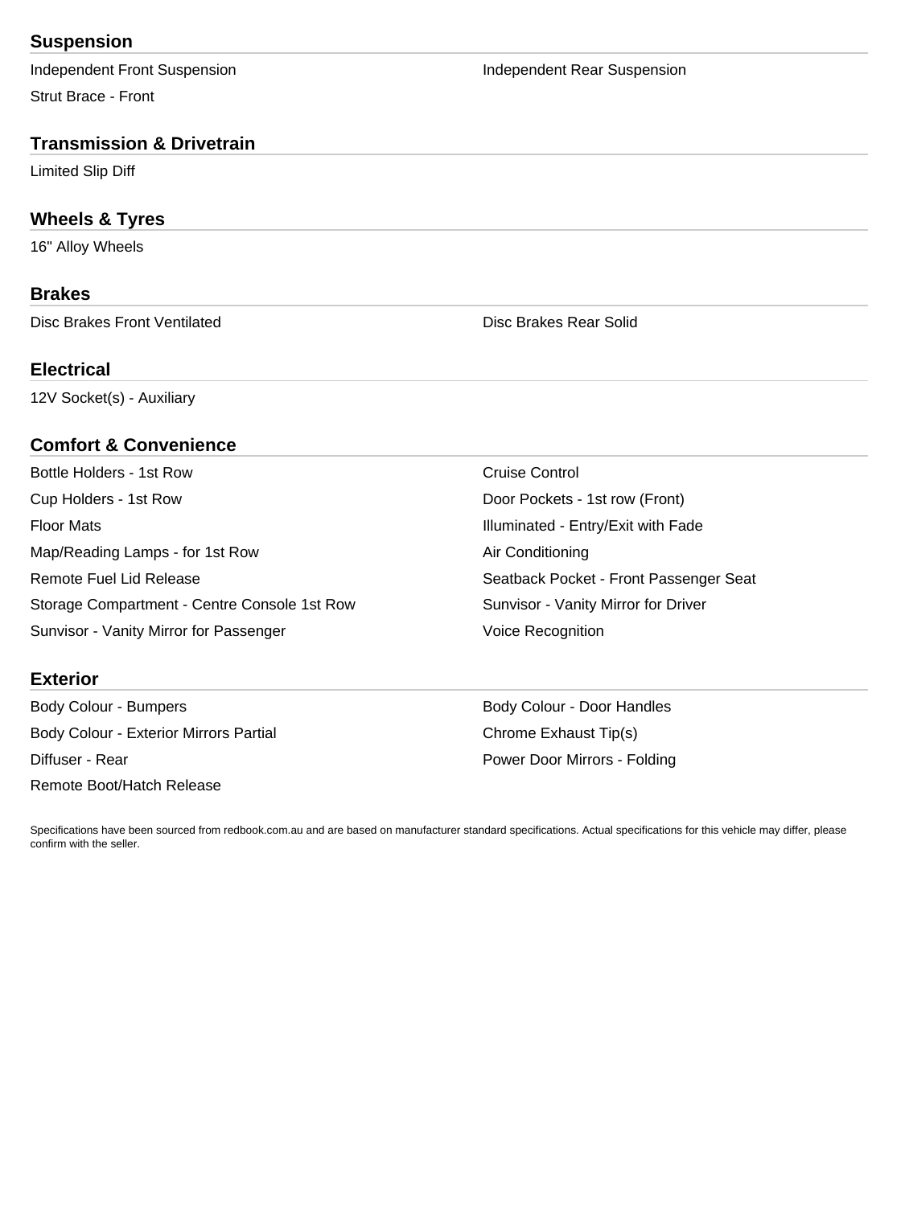## Suspension

- Independent Front Suspension
- Independent Rear Suspension
- Strut Brace - Front

## Transmission & Drivetrain

- Limited Slip Diff

## Wheels & Tyres

- 16" Alloy Wheels

## Brakes

- Disc Brakes Front Ventilated
- Disc Brakes Rear Solid

## Electrical

- 12V Socket(s) - Auxiliary

## Comfort & Convenience

- Bottle Holders - 1st Row
- Cruise Control
- Cup Holders - 1st Row
- Door Pockets - 1st row (Front)
- Floor Mats
- Illuminated - Entry/Exit with Fade
- Map/Reading Lamps - for 1st Row
- Air Conditioning
- Remote Fuel Lid Release
- Seatback Pocket - Front Passenger Seat
- Storage Compartment - Centre Console 1st Row
- Sunvisor - Vanity Mirror for Driver
- Sunvisor - Vanity Mirror for Passenger
- Voice Recognition

## Exterior

- Body Colour - Bumpers
- Body Colour - Door Handles
- Body Colour - Exterior Mirrors Partial
- Chrome Exhaust Tip(s)
- Diffuser - Rear
- Power Door Mirrors - Folding
- Remote Boot/Hatch Release

Specifications have been sourced from redbook.com.au and are based on manufacturer standard specifications. Actual specifications for this vehicle may differ, please confirm with the seller.